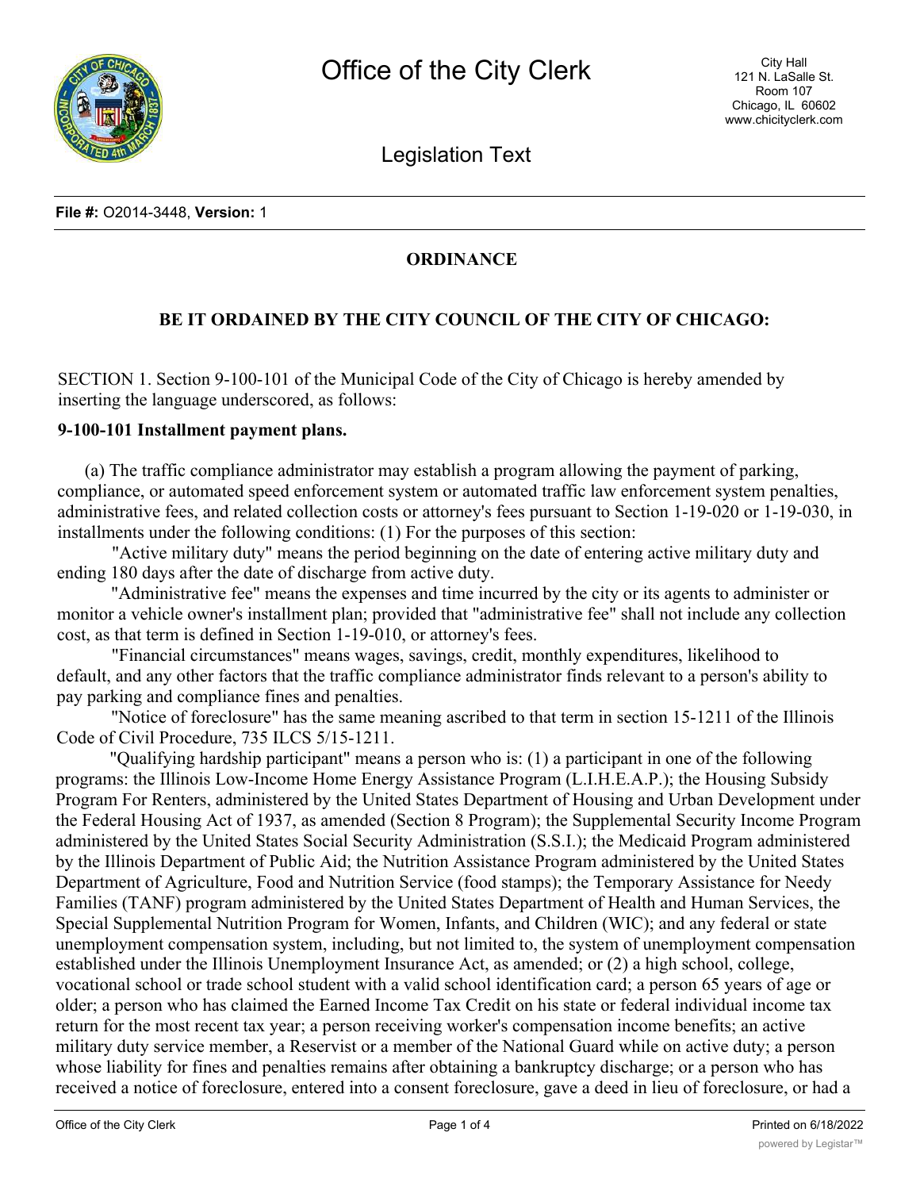# Office of the City Clerk

City Hall
121 N. LaSalle St.
Room 107
Chicago, IL 60602
www.chicityclerk.com

## Legislation Text

**File #:** O2014-3448, **Version:** 1

**ORDINANCE**

**BE IT ORDAINED BY THE CITY COUNCIL OF THE CITY OF CHICAGO:**

SECTION 1. Section 9-100-101 of the Municipal Code of the City of Chicago is hereby amended by inserting the language underscored, as follows:

**9-100-101 Installment payment plans.**

(a) The traffic compliance administrator may establish a program allowing the payment of parking, compliance, or automated speed enforcement system or automated traffic law enforcement system penalties, administrative fees, and related collection costs or attorney's fees pursuant to Section 1-19-020 or 1-19-030, in installments under the following conditions: (1) For the purposes of this section:

"Active military duty" means the period beginning on the date of entering active military duty and ending 180 days after the date of discharge from active duty.

"Administrative fee" means the expenses and time incurred by the city or its agents to administer or monitor a vehicle owner's installment plan; provided that "administrative fee" shall not include any collection cost, as that term is defined in Section 1-19-010, or attorney's fees.

"Financial circumstances" means wages, savings, credit, monthly expenditures, likelihood to default, and any other factors that the traffic compliance administrator finds relevant to a person's ability to pay parking and compliance fines and penalties.

"Notice of foreclosure" has the same meaning ascribed to that term in section 15-1211 of the Illinois Code of Civil Procedure, 735 ILCS 5/15-1211.

"Qualifying hardship participant" means a person who is: (1) a participant in one of the following programs: the Illinois Low-Income Home Energy Assistance Program (L.I.H.E.A.P.); the Housing Subsidy Program For Renters, administered by the United States Department of Housing and Urban Development under the Federal Housing Act of 1937, as amended (Section 8 Program); the Supplemental Security Income Program administered by the United States Social Security Administration (S.S.I.); the Medicaid Program administered by the Illinois Department of Public Aid; the Nutrition Assistance Program administered by the United States Department of Agriculture, Food and Nutrition Service (food stamps); the Temporary Assistance for Needy Families (TANF) program administered by the United States Department of Health and Human Services, the Special Supplemental Nutrition Program for Women, Infants, and Children (WIC); and any federal or state unemployment compensation system, including, but not limited to, the system of unemployment compensation established under the Illinois Unemployment Insurance Act, as amended; or (2) a high school, college, vocational school or trade school student with a valid school identification card; a person 65 years of age or older; a person who has claimed the Earned Income Tax Credit on his state or federal individual income tax return for the most recent tax year; a person receiving worker's compensation income benefits; an active military duty service member, a Reservist or a member of the National Guard while on active duty; a person whose liability for fines and penalties remains after obtaining a bankruptcy discharge; or a person who has received a notice of foreclosure, entered into a consent foreclosure, gave a deed in lieu of foreclosure, or had a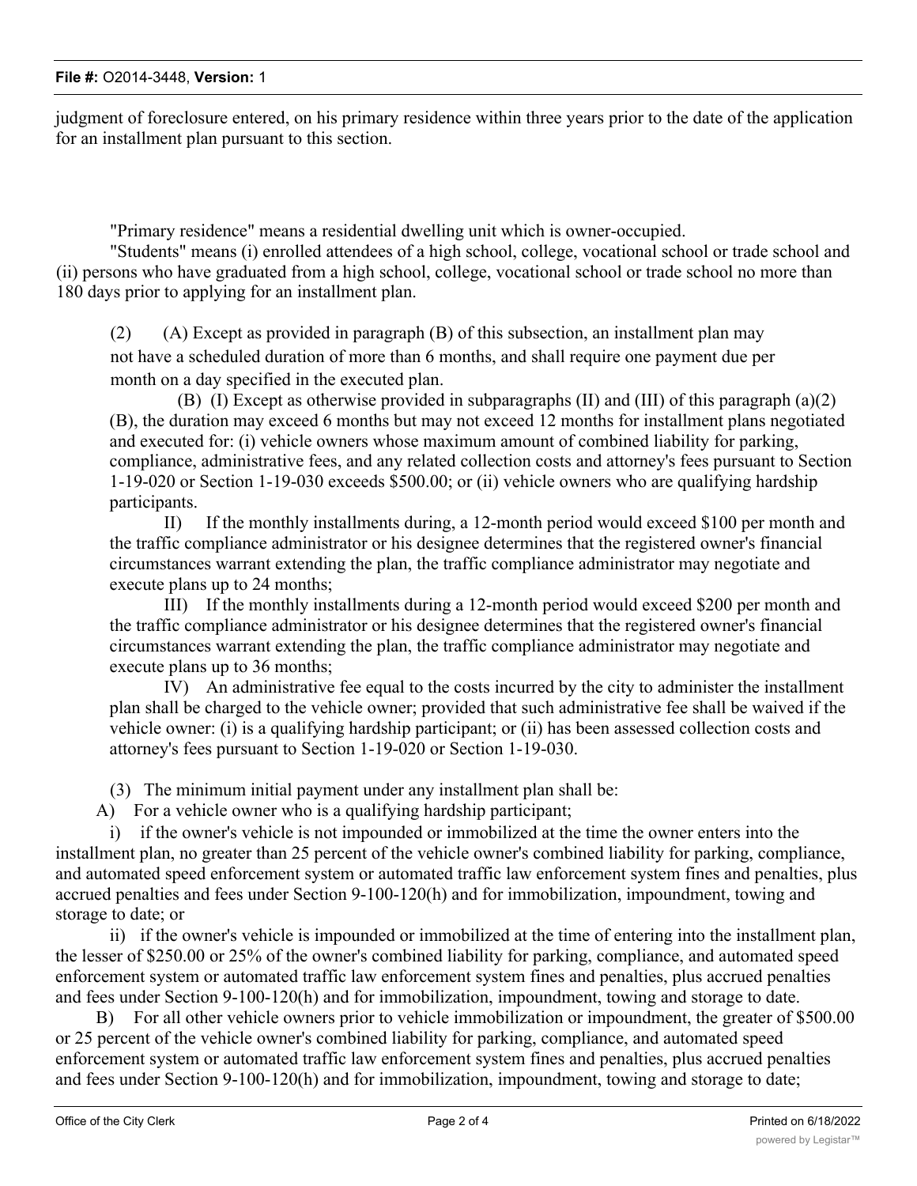judgment of foreclosure entered, on his primary residence within three years prior to the date of the application for an installment plan pursuant to this section.

"Primary residence" means a residential dwelling unit which is owner-occupied.

"Students" means (i) enrolled attendees of a high school, college, vocational school or trade school and (ii) persons who have graduated from a high school, college, vocational school or trade school no more than 180 days prior to applying for an installment plan.

(2) (A) Except as provided in paragraph (B) of this subsection, an installment plan may not have a scheduled duration of more than 6 months, and shall require one payment due per month on a day specified in the executed plan.

(B) (I) Except as otherwise provided in subparagraphs (II) and (III) of this paragraph (a)(2)(B), the duration may exceed 6 months but may not exceed 12 months for installment plans negotiated and executed for: (i) vehicle owners whose maximum amount of combined liability for parking, compliance, administrative fees, and any related collection costs and attorney's fees pursuant to Section 1-19-020 or Section 1-19-030 exceeds $500.00; or (ii) vehicle owners who are qualifying hardship participants.

II) If the monthly installments during, a 12-month period would exceed $100 per month and the traffic compliance administrator or his designee determines that the registered owner's financial circumstances warrant extending the plan, the traffic compliance administrator may negotiate and execute plans up to 24 months;

III) If the monthly installments during a 12-month period would exceed $200 per month and the traffic compliance administrator or his designee determines that the registered owner's financial circumstances warrant extending the plan, the traffic compliance administrator may negotiate and execute plans up to 36 months;

IV) An administrative fee equal to the costs incurred by the city to administer the installment plan shall be charged to the vehicle owner; provided that such administrative fee shall be waived if the vehicle owner: (i) is a qualifying hardship participant; or (ii) has been assessed collection costs and attorney's fees pursuant to Section 1-19-020 or Section 1-19-030.

(3) The minimum initial payment under any installment plan shall be:

A) For a vehicle owner who is a qualifying hardship participant;

i) if the owner's vehicle is not impounded or immobilized at the time the owner enters into the installment plan, no greater than 25 percent of the vehicle owner's combined liability for parking, compliance, and automated speed enforcement system or automated traffic law enforcement system fines and penalties, plus accrued penalties and fees under Section 9-100-120(h) and for immobilization, impoundment, towing and storage to date; or

ii) if the owner's vehicle is impounded or immobilized at the time of entering into the installment plan, the lesser of $250.00 or 25% of the owner's combined liability for parking, compliance, and automated speed enforcement system or automated traffic law enforcement system fines and penalties, plus accrued penalties and fees under Section 9-100-120(h) and for immobilization, impoundment, towing and storage to date.

B) For all other vehicle owners prior to vehicle immobilization or impoundment, the greater of $500.00 or 25 percent of the vehicle owner's combined liability for parking, compliance, and automated speed enforcement system or automated traffic law enforcement system fines and penalties, plus accrued penalties and fees under Section 9-100-120(h) and for immobilization, impoundment, towing and storage to date;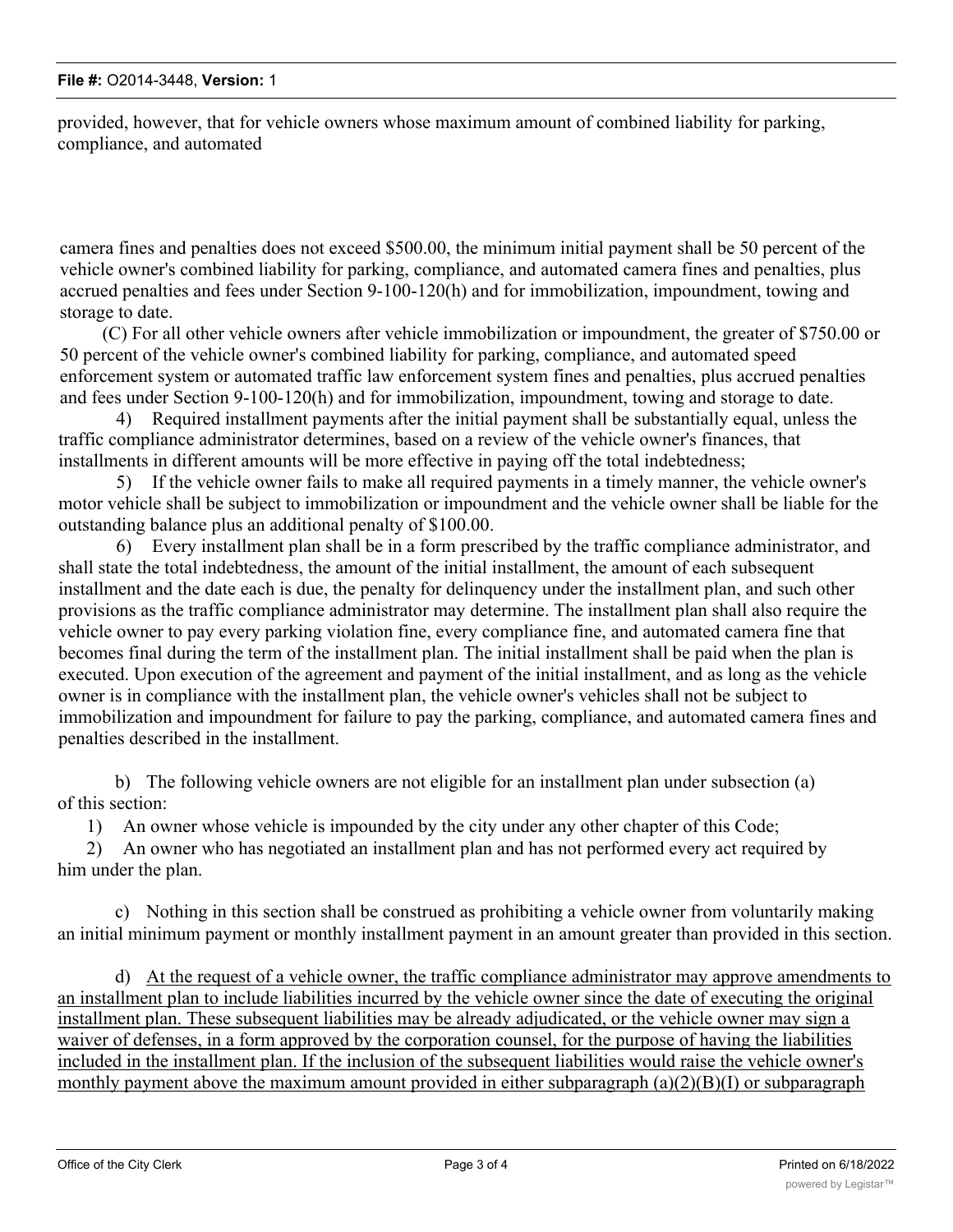provided, however, that for vehicle owners whose maximum amount of combined liability for parking, compliance, and automated

camera fines and penalties does not exceed $500.00, the minimum initial payment shall be 50 percent of the vehicle owner's combined liability for parking, compliance, and automated camera fines and penalties, plus accrued penalties and fees under Section 9-100-120(h) and for immobilization, impoundment, towing and storage to date.

(C) For all other vehicle owners after vehicle immobilization or impoundment, the greater of $750.00 or 50 percent of the vehicle owner's combined liability for parking, compliance, and automated speed enforcement system or automated traffic law enforcement system fines and penalties, plus accrued penalties and fees under Section 9-100-120(h) and for immobilization, impoundment, towing and storage to date.

4) Required installment payments after the initial payment shall be substantially equal, unless the traffic compliance administrator determines, based on a review of the vehicle owner's finances, that installments in different amounts will be more effective in paying off the total indebtedness;

5) If the vehicle owner fails to make all required payments in a timely manner, the vehicle owner's motor vehicle shall be subject to immobilization or impoundment and the vehicle owner shall be liable for the outstanding balance plus an additional penalty of $100.00.

6) Every installment plan shall be in a form prescribed by the traffic compliance administrator, and shall state the total indebtedness, the amount of the initial installment, the amount of each subsequent installment and the date each is due, the penalty for delinquency under the installment plan, and such other provisions as the traffic compliance administrator may determine. The installment plan shall also require the vehicle owner to pay every parking violation fine, every compliance fine, and automated camera fine that becomes final during the term of the installment plan. The initial installment shall be paid when the plan is executed. Upon execution of the agreement and payment of the initial installment, and as long as the vehicle owner is in compliance with the installment plan, the vehicle owner's vehicles shall not be subject to immobilization and impoundment for failure to pay the parking, compliance, and automated camera fines and penalties described in the installment.

b) The following vehicle owners are not eligible for an installment plan under subsection (a) of this section:

1) An owner whose vehicle is impounded by the city under any other chapter of this Code;

2) An owner who has negotiated an installment plan and has not performed every act required by him under the plan.

c) Nothing in this section shall be construed as prohibiting a vehicle owner from voluntarily making an initial minimum payment or monthly installment payment in an amount greater than provided in this section.

d) <u>At the request of a vehicle owner, the traffic compliance administrator may approve amendments to an installment plan to include liabilities incurred by the vehicle owner since the date of executing the original installment plan. These subsequent liabilities may be already adjudicated, or the vehicle owner may sign a waiver of defenses, in a form approved by the corporation counsel, for the purpose of having the liabilities included in the installment plan. If the inclusion of the subsequent liabilities would raise the vehicle owner's monthly payment above the maximum amount provided in either subparagraph (a)(2)(B)(I) or subparagraph</u>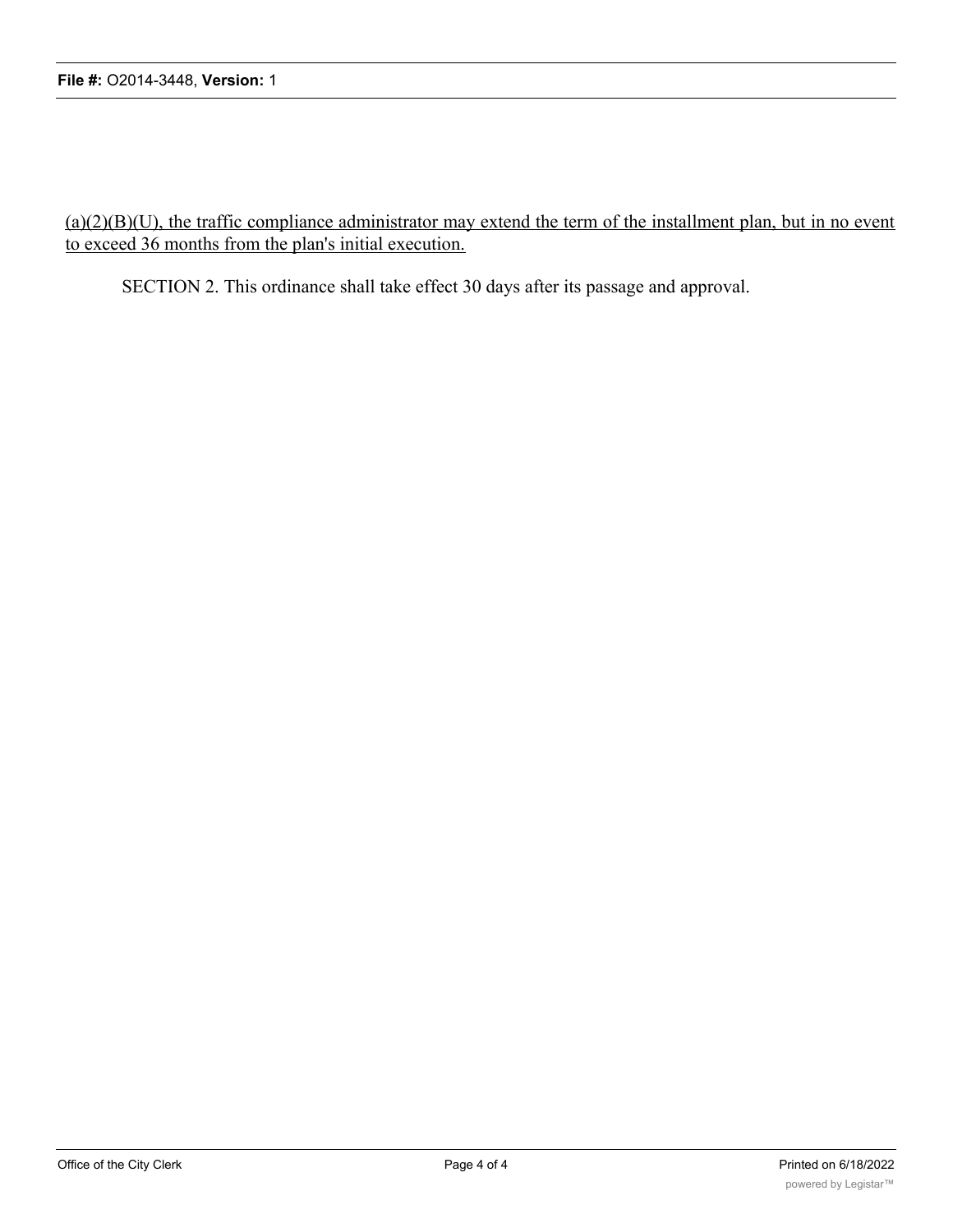(a)(2)(B)(U), the traffic compliance administrator may extend the term of the installment plan, but in no event to exceed 36 months from the plan's initial execution.

SECTION 2. This ordinance shall take effect 30 days after its passage and approval.